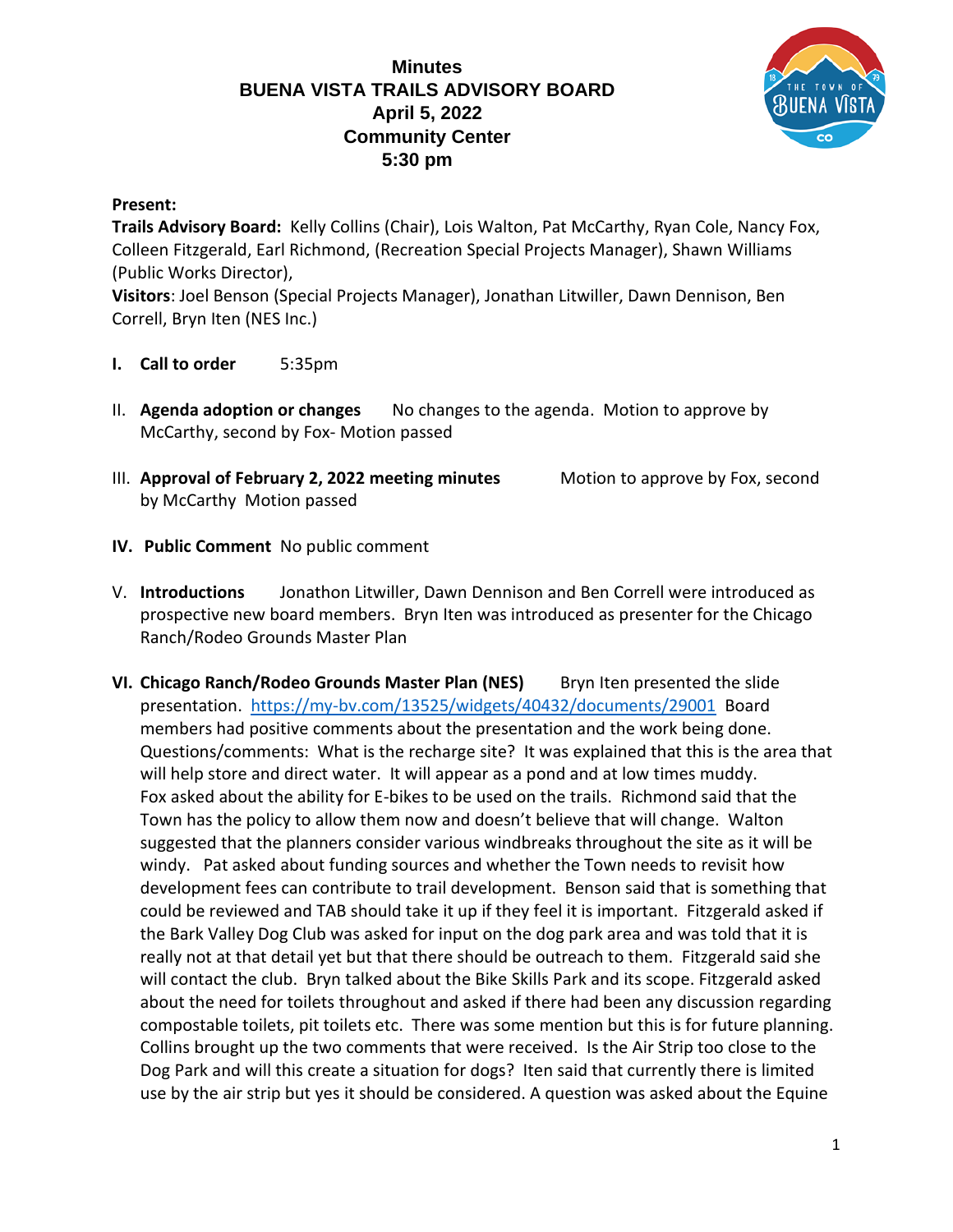# Minutes
## BUENA VISTA TRAILS ADVISORY BOARD
## April 5, 2022
## Community Center
## 5:30 pm

**Present:**

**Trails Advisory Board:** Kelly Collins (Chair), Lois Walton, Pat McCarthy, Ryan Cole, Nancy Fox, Colleen Fitzgerald, Earl Richmond, (Recreation Special Projects Manager), Shawn Williams (Public Works Director),

**Visitors**: Joel Benson (Special Projects Manager), Jonathan Litwiller, Dawn Dennison, Ben Correll, Bryn Iten (NES Inc.)

**I. Call to order** 5:35pm

II. **Agenda adoption or changes** No changes to the agenda. Motion to approve by McCarthy, second by Fox- Motion passed

III. **Approval of February 2, 2022 meeting minutes** Motion to approve by Fox, second by McCarthy Motion passed

**IV. Public Comment** No public comment

V. **Introductions** Jonathon Litwiller, Dawn Dennison and Ben Correll were introduced as prospective new board members. Bryn Iten was introduced as presenter for the Chicago Ranch/Rodeo Grounds Master Plan

**VI. Chicago Ranch/Rodeo Grounds Master Plan (NES)** Bryn Iten presented the slide presentation. https://my-bv.com/13525/widgets/40432/documents/29001 Board members had positive comments about the presentation and the work being done. Questions/comments: What is the recharge site? It was explained that this is the area that will help store and direct water. It will appear as a pond and at low times muddy. Fox asked about the ability for E-bikes to be used on the trails. Richmond said that the Town has the policy to allow them now and doesn't believe that will change. Walton suggested that the planners consider various windbreaks throughout the site as it will be windy. Pat asked about funding sources and whether the Town needs to revisit how development fees can contribute to trail development. Benson said that is something that could be reviewed and TAB should take it up if they feel it is important. Fitzgerald asked if the Bark Valley Dog Club was asked for input on the dog park area and was told that it is really not at that detail yet but that there should be outreach to them. Fitzgerald said she will contact the club. Bryn talked about the Bike Skills Park and its scope. Fitzgerald asked about the need for toilets throughout and asked if there had been any discussion regarding compostable toilets, pit toilets etc. There was some mention but this is for future planning. Collins brought up the two comments that were received. Is the Air Strip too close to the Dog Park and will this create a situation for dogs? Iten said that currently there is limited use by the air strip but yes it should be considered. A question was asked about the Equine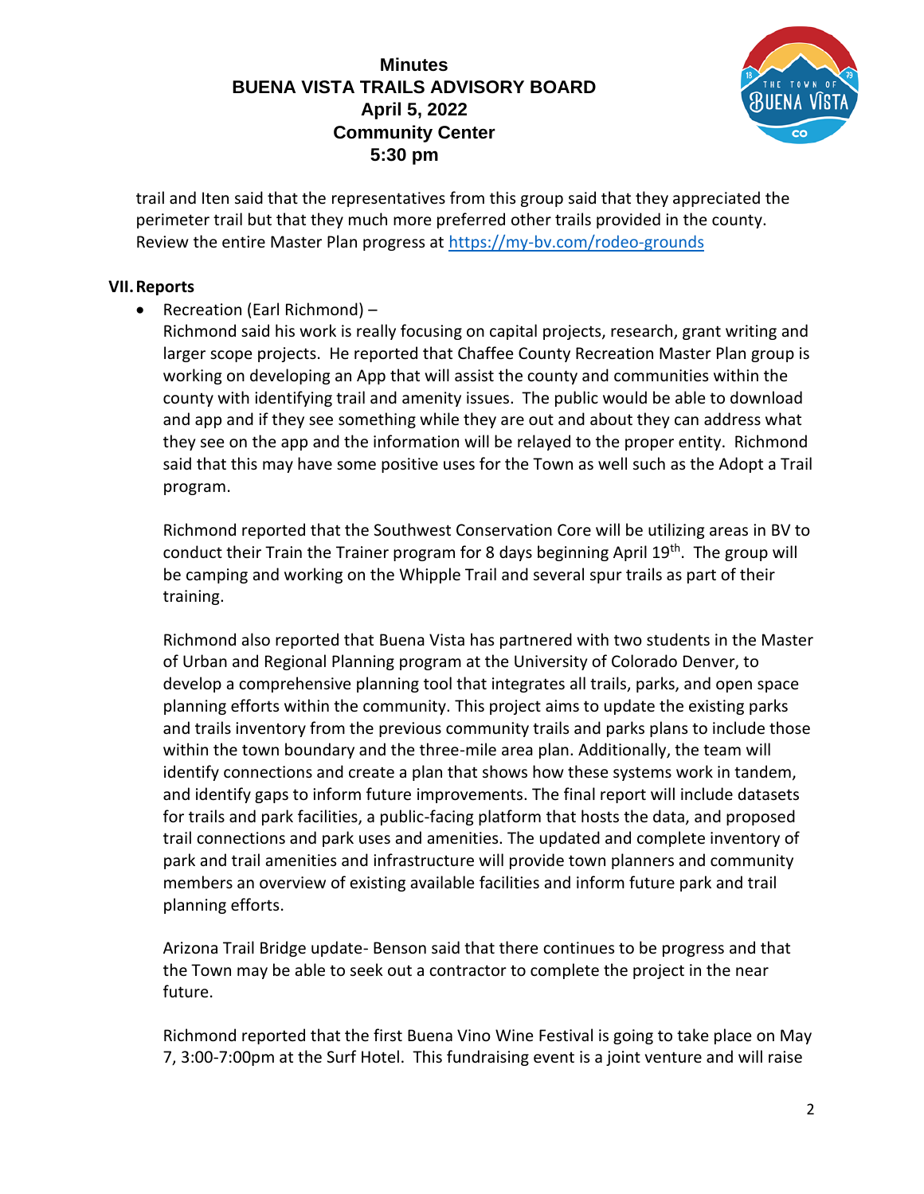trail and Iten said that the representatives from this group said that they appreciated the perimeter trail but that they much more preferred other trails provided in the county. Review the entire Master Plan progress at https://my-bv.com/rodeo-grounds

## VII. Reports

- Recreation (Earl Richmond) –

  Richmond said his work is really focusing on capital projects, research, grant writing and larger scope projects. He reported that Chaffee County Recreation Master Plan group is working on developing an App that will assist the county and communities within the county with identifying trail and amenity issues. The public would be able to download and app and if they see something while they are out and about they can address what they see on the app and the information will be relayed to the proper entity. Richmond said that this may have some positive uses for the Town as well such as the Adopt a Trail program.

  Richmond reported that the Southwest Conservation Core will be utilizing areas in BV to conduct their Train the Trainer program for 8 days beginning April 19th. The group will be camping and working on the Whipple Trail and several spur trails as part of their training.

  Richmond also reported that Buena Vista has partnered with two students in the Master of Urban and Regional Planning program at the University of Colorado Denver, to develop a comprehensive planning tool that integrates all trails, parks, and open space planning efforts within the community. This project aims to update the existing parks and trails inventory from the previous community trails and parks plans to include those within the town boundary and the three-mile area plan. Additionally, the team will identify connections and create a plan that shows how these systems work in tandem, and identify gaps to inform future improvements. The final report will include datasets for trails and park facilities, a public-facing platform that hosts the data, and proposed trail connections and park uses and amenities. The updated and complete inventory of park and trail amenities and infrastructure will provide town planners and community members an overview of existing available facilities and inform future park and trail planning efforts.

  Arizona Trail Bridge update- Benson said that there continues to be progress and that the Town may be able to seek out a contractor to complete the project in the near future.

  Richmond reported that the first Buena Vino Wine Festival is going to take place on May 7, 3:00-7:00pm at the Surf Hotel. This fundraising event is a joint venture and will raise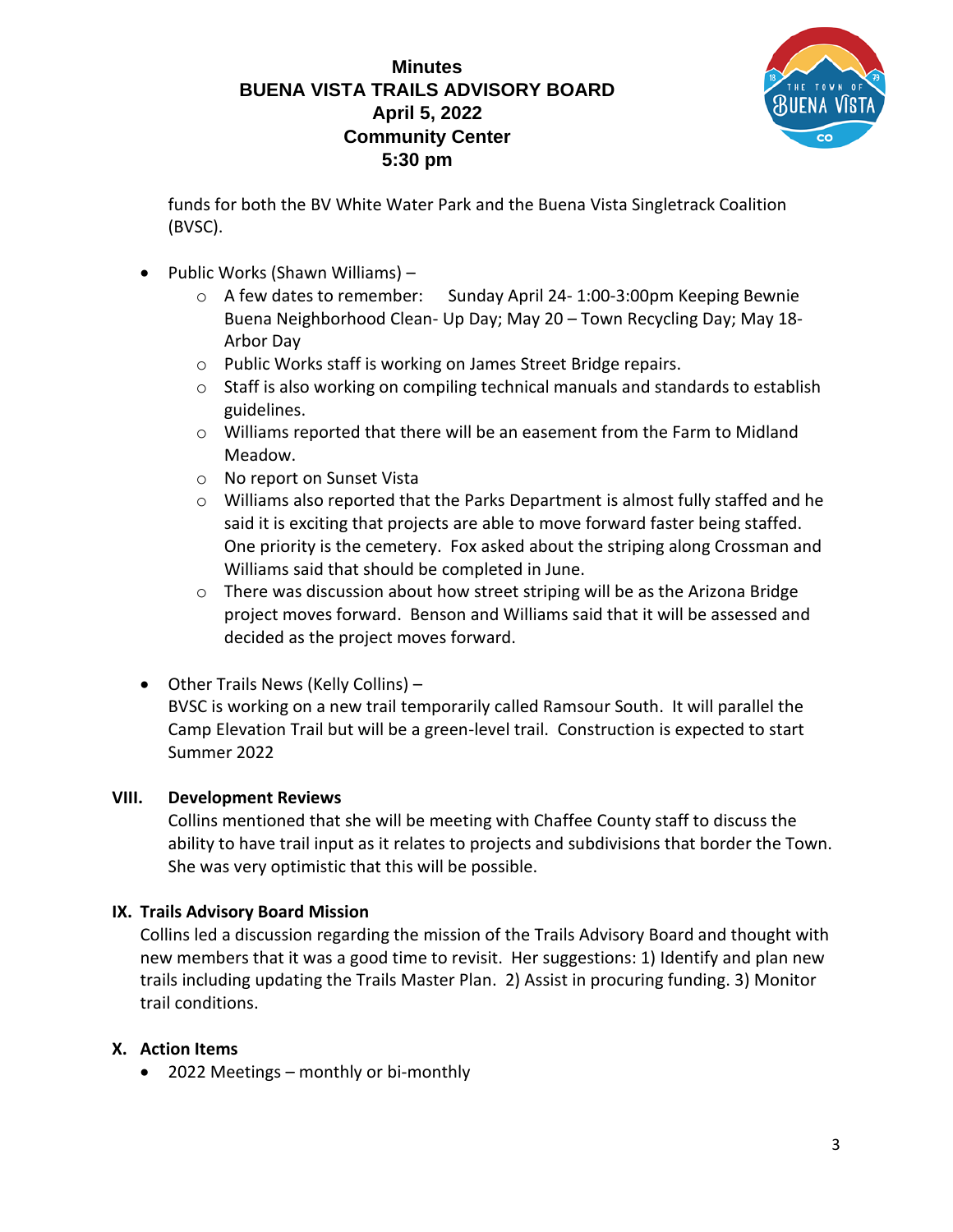funds for both the BV White Water Park and the Buena Vista Singletrack Coalition (BVSC).

- Public Works (Shawn Williams) –
  - A few dates to remember: Sunday April 24- 1:00-3:00pm Keeping Bewnie Buena Neighborhood Clean- Up Day; May 20 – Town Recycling Day; May 18- Arbor Day
  - Public Works staff is working on James Street Bridge repairs.
  - Staff is also working on compiling technical manuals and standards to establish guidelines.
  - Williams reported that there will be an easement from the Farm to Midland Meadow.
  - No report on Sunset Vista
  - Williams also reported that the Parks Department is almost fully staffed and he said it is exciting that projects are able to move forward faster being staffed. One priority is the cemetery. Fox asked about the striping along Crossman and Williams said that should be completed in June.
  - There was discussion about how street striping will be as the Arizona Bridge project moves forward. Benson and Williams said that it will be assessed and decided as the project moves forward.

- Other Trails News (Kelly Collins) –
  BVSC is working on a new trail temporarily called Ramsour South. It will parallel the Camp Elevation Trail but will be a green-level trail. Construction is expected to start Summer 2022

## VIII. Development Reviews

Collins mentioned that she will be meeting with Chaffee County staff to discuss the ability to have trail input as it relates to projects and subdivisions that border the Town. She was very optimistic that this will be possible.

## IX. Trails Advisory Board Mission

Collins led a discussion regarding the mission of the Trails Advisory Board and thought with new members that it was a good time to revisit. Her suggestions: 1) Identify and plan new trails including updating the Trails Master Plan. 2) Assist in procuring funding. 3) Monitor trail conditions.

## X. Action Items

- 2022 Meetings – monthly or bi-monthly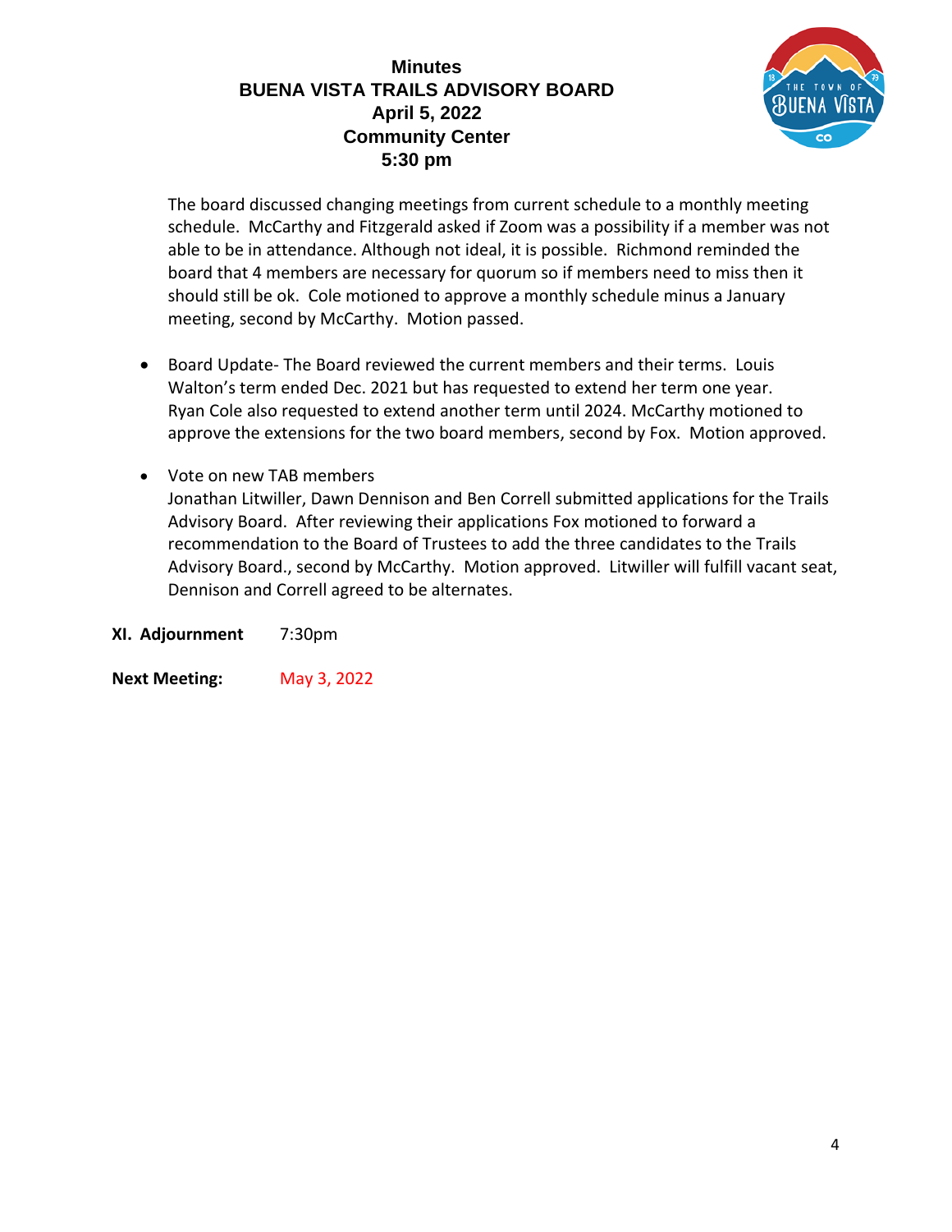**Minutes**
**BUENA VISTA TRAILS ADVISORY BOARD**
**April 5, 2022**
**Community Center**
**5:30 pm**

The board discussed changing meetings from current schedule to a monthly meeting schedule. McCarthy and Fitzgerald asked if Zoom was a possibility if a member was not able to be in attendance. Although not ideal, it is possible. Richmond reminded the board that 4 members are necessary for quorum so if members need to miss then it should still be ok. Cole motioned to approve a monthly schedule minus a January meeting, second by McCarthy. Motion passed.

- Board Update- The Board reviewed the current members and their terms. Louis Walton's term ended Dec. 2021 but has requested to extend her term one year. Ryan Cole also requested to extend another term until 2024. McCarthy motioned to approve the extensions for the two board members, second by Fox. Motion approved.

- Vote on new TAB members
  Jonathan Litwiller, Dawn Dennison and Ben Correll submitted applications for the Trails Advisory Board. After reviewing their applications Fox motioned to forward a recommendation to the Board of Trustees to add the three candidates to the Trails Advisory Board., second by McCarthy. Motion approved. Litwiller will fulfill vacant seat, Dennison and Correll agreed to be alternates.

**XI. Adjournment** 7:30pm

**Next Meeting:** May 3, 2022